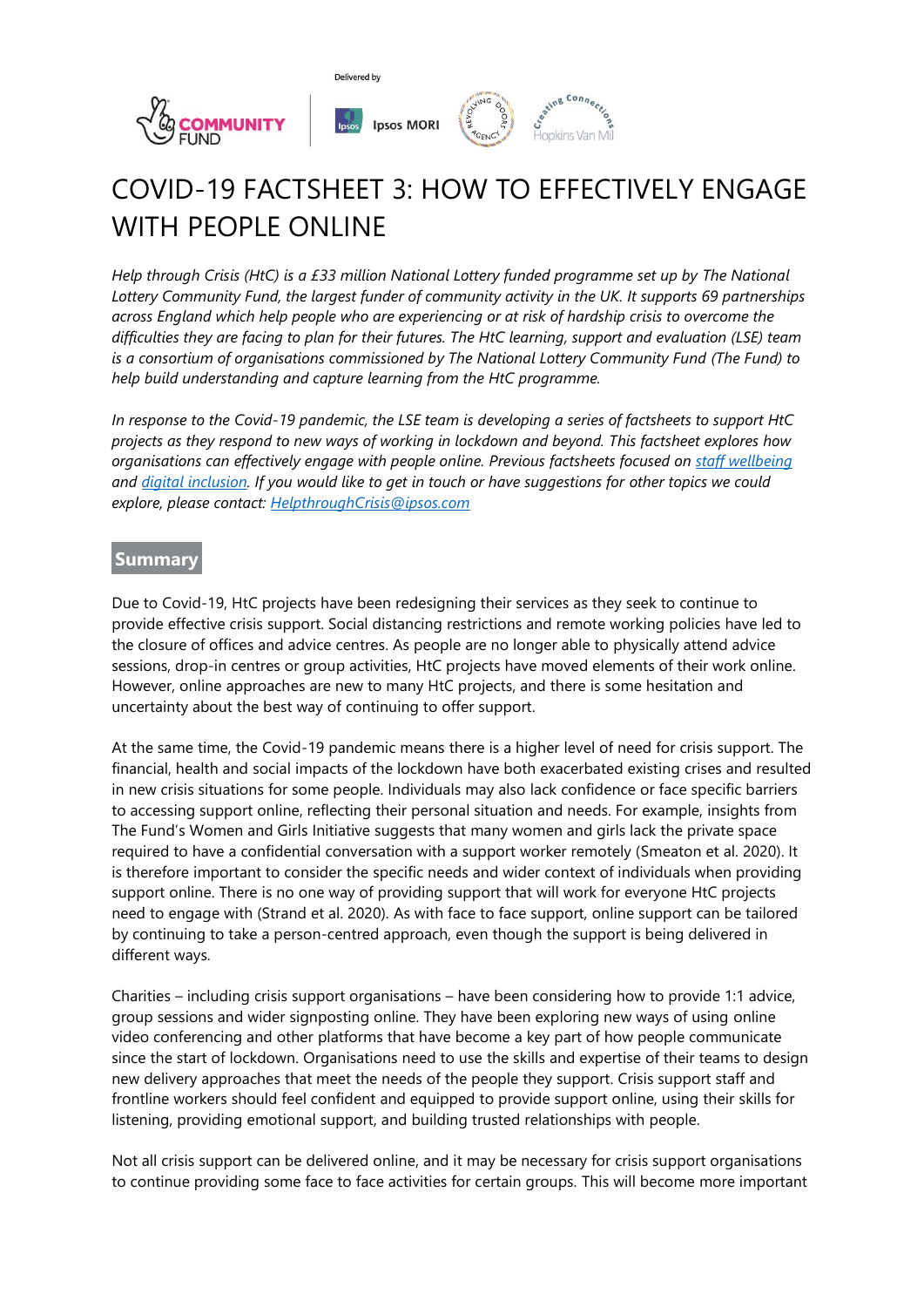Delivered by

# COVID-19 FACTSHEET 3: HOW TO EFFECTIVELY ENGAGE WITH PEOPLE ONLINE

*Help through Crisis (HtC) is a £33 million National Lottery funded programme set up by The National Lottery Community Fund, the largest funder of community activity in the UK. It supports 69 partnerships across England which help people who are experiencing or at risk of hardship crisis to overcome the difficulties they are facing to plan for their futures. The HtC learning, support and evaluation (LSE) team is a consortium of organisations commissioned by The National Lottery Community Fund (The Fund) to help build understanding and capture learning from the HtC programme.*

*In response to the Covid-19 pandemic, the LSE team is developing a series of factsheets to support HtC projects as they respond to new ways of working in lockdown and beyond. This factsheet explores how organisations can effectively engage with people online. Previous factsheets focused on [staff wellbeing]() and [digital inclusion](). If you would like to get in touch or have suggestions for other topics we could explore, please contact: [HelpthroughCrisis@ipsos.com]()*

## Summary

Due to Covid-19, HtC projects have been redesigning their services as they seek to continue to provide effective crisis support. Social distancing restrictions and remote working policies have led to the closure of offices and advice centres. As people are no longer able to physically attend advice sessions, drop-in centres or group activities, HtC projects have moved elements of their work online. However, online approaches are new to many HtC projects, and there is some hesitation and uncertainty about the best way of continuing to offer support.

At the same time, the Covid-19 pandemic means there is a higher level of need for crisis support. The financial, health and social impacts of the lockdown have both exacerbated existing crises and resulted in new crisis situations for some people. Individuals may also lack confidence or face specific barriers to accessing support online, reflecting their personal situation and needs. For example, insights from The Fund's Women and Girls Initiative suggests that many women and girls lack the private space required to have a confidential conversation with a support worker remotely (Smeaton et al. 2020). It is therefore important to consider the specific needs and wider context of individuals when providing support online. There is no one way of providing support that will work for everyone HtC projects need to engage with (Strand et al. 2020). As with face to face support, online support can be tailored by continuing to take a person-centred approach, even though the support is being delivered in different ways.

Charities – including crisis support organisations – have been considering how to provide 1:1 advice, group sessions and wider signposting online. They have been exploring new ways of using online video conferencing and other platforms that have become a key part of how people communicate since the start of lockdown. Organisations need to use the skills and expertise of their teams to design new delivery approaches that meet the needs of the people they support. Crisis support staff and frontline workers should feel confident and equipped to provide support online, using their skills for listening, providing emotional support, and building trusted relationships with people.

Not all crisis support can be delivered online, and it may be necessary for crisis support organisations to continue providing some face to face activities for certain groups. This will become more important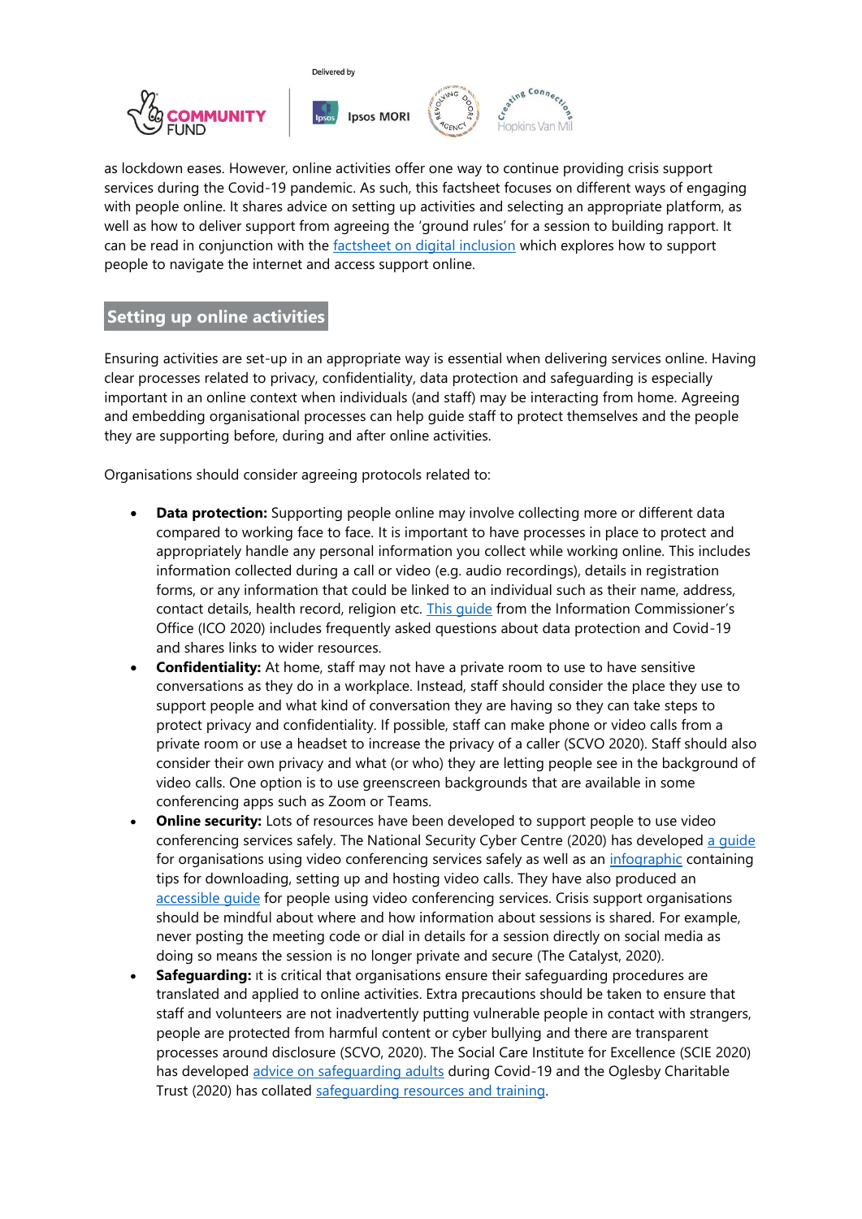as lockdown eases. However, online activities offer one way to continue providing crisis support services during the Covid-19 pandemic. As such, this factsheet focuses on different ways of engaging with people online. It shares advice on setting up activities and selecting an appropriate platform, as well as how to deliver support from agreeing the 'ground rules' for a session to building rapport. It can be read in conjunction with the factsheet on digital inclusion which explores how to support people to navigate the internet and access support online.

## Setting up online activities

Ensuring activities are set-up in an appropriate way is essential when delivering services online. Having clear processes related to privacy, confidentiality, data protection and safeguarding is especially important in an online context when individuals (and staff) may be interacting from home. Agreeing and embedding organisational processes can help guide staff to protect themselves and the people they are supporting before, during and after online activities.

Organisations should consider agreeing protocols related to:

- **Data protection:** Supporting people online may involve collecting more or different data compared to working face to face. It is important to have processes in place to protect and appropriately handle any personal information you collect while working online. This includes information collected during a call or video (e.g. audio recordings), details in registration forms, or any information that could be linked to an individual such as their name, address, contact details, health record, religion etc. This guide from the Information Commissioner's Office (ICO 2020) includes frequently asked questions about data protection and Covid-19 and shares links to wider resources.
- **Confidentiality:** At home, staff may not have a private room to use to have sensitive conversations as they do in a workplace. Instead, staff should consider the place they use to support people and what kind of conversation they are having so they can take steps to protect privacy and confidentiality. If possible, staff can make phone or video calls from a private room or use a headset to increase the privacy of a caller (SCVO 2020). Staff should also consider their own privacy and what (or who) they are letting people see in the background of video calls. One option is to use greenscreen backgrounds that are available in some conferencing apps such as Zoom or Teams.
- **Online security:** Lots of resources have been developed to support people to use video conferencing services safely. The National Security Cyber Centre (2020) has developed a guide for organisations using video conferencing services safely as well as an infographic containing tips for downloading, setting up and hosting video calls. They have also produced an accessible guide for people using video conferencing services. Crisis support organisations should be mindful about where and how information about sessions is shared. For example, never posting the meeting code or dial in details for a session directly on social media as doing so means the session is no longer private and secure (The Catalyst, 2020).
- **Safeguarding:** It is critical that organisations ensure their safeguarding procedures are translated and applied to online activities. Extra precautions should be taken to ensure that staff and volunteers are not inadvertently putting vulnerable people in contact with strangers, people are protected from harmful content or cyber bullying and there are transparent processes around disclosure (SCVO, 2020). The Social Care Institute for Excellence (SCIE 2020) has developed advice on safeguarding adults during Covid-19 and the Oglesby Charitable Trust (2020) has collated safeguarding resources and training.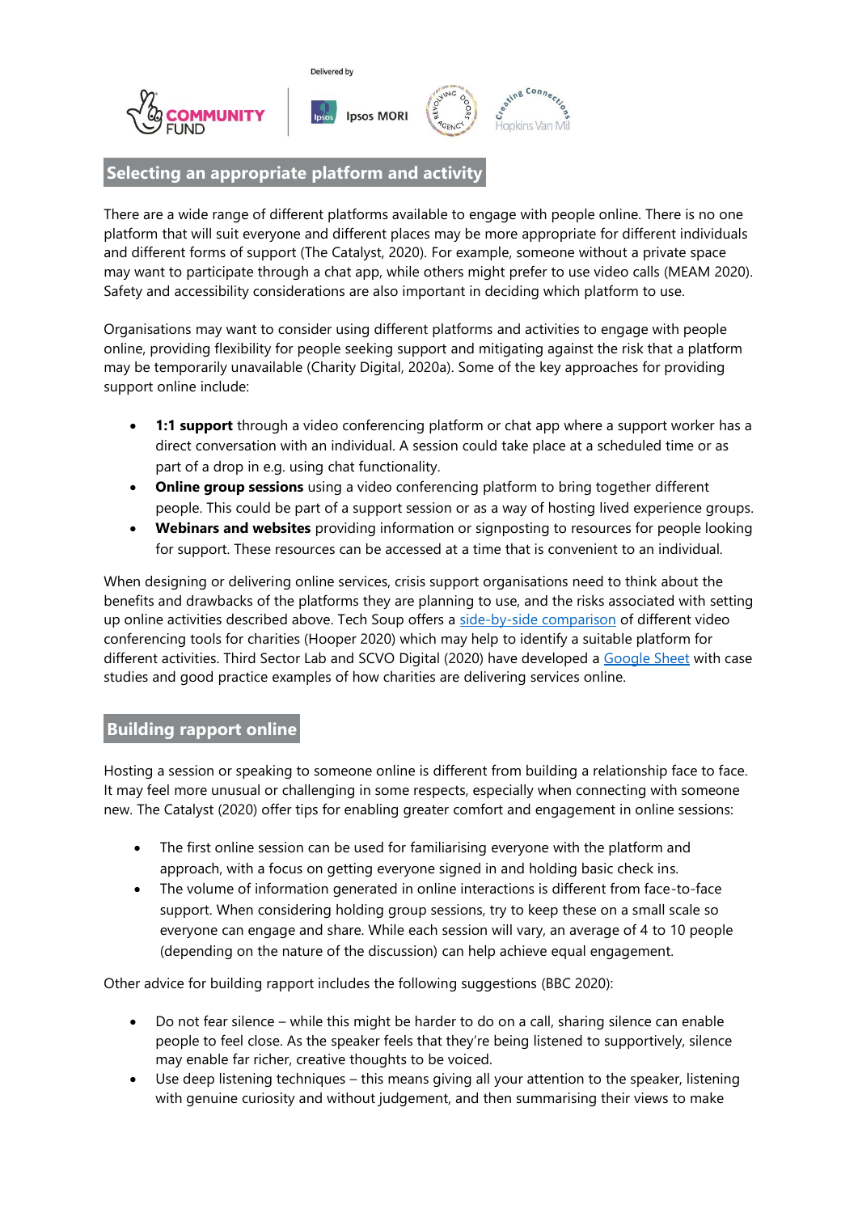## Selecting an appropriate platform and activity

There are a wide range of different platforms available to engage with people online. There is no one platform that will suit everyone and different places may be more appropriate for different individuals and different forms of support (The Catalyst, 2020). For example, someone without a private space may want to participate through a chat app, while others might prefer to use video calls (MEAM 2020). Safety and accessibility considerations are also important in deciding which platform to use.

Organisations may want to consider using different platforms and activities to engage with people online, providing flexibility for people seeking support and mitigating against the risk that a platform may be temporarily unavailable (Charity Digital, 2020a). Some of the key approaches for providing support online include:

- **1:1 support** through a video conferencing platform or chat app where a support worker has a direct conversation with an individual. A session could take place at a scheduled time or as part of a drop in e.g. using chat functionality.
- **Online group sessions** using a video conferencing platform to bring together different people. This could be part of a support session or as a way of hosting lived experience groups.
- **Webinars and websites** providing information or signposting to resources for people looking for support. These resources can be accessed at a time that is convenient to an individual.

When designing or delivering online services, crisis support organisations need to think about the benefits and drawbacks of the platforms they are planning to use, and the risks associated with setting up online activities described above. Tech Soup offers a side-by-side comparison of different video conferencing tools for charities (Hooper 2020) which may help to identify a suitable platform for different activities. Third Sector Lab and SCVO Digital (2020) have developed a Google Sheet with case studies and good practice examples of how charities are delivering services online.

## Building rapport online

Hosting a session or speaking to someone online is different from building a relationship face to face. It may feel more unusual or challenging in some respects, especially when connecting with someone new. The Catalyst (2020) offer tips for enabling greater comfort and engagement in online sessions:

- The first online session can be used for familiarising everyone with the platform and approach, with a focus on getting everyone signed in and holding basic check ins.
- The volume of information generated in online interactions is different from face-to-face support. When considering holding group sessions, try to keep these on a small scale so everyone can engage and share. While each session will vary, an average of 4 to 10 people (depending on the nature of the discussion) can help achieve equal engagement.

Other advice for building rapport includes the following suggestions (BBC 2020):

- Do not fear silence – while this might be harder to do on a call, sharing silence can enable people to feel close. As the speaker feels that they're being listened to supportively, silence may enable far richer, creative thoughts to be voiced.
- Use deep listening techniques – this means giving all your attention to the speaker, listening with genuine curiosity and without judgement, and then summarising their views to make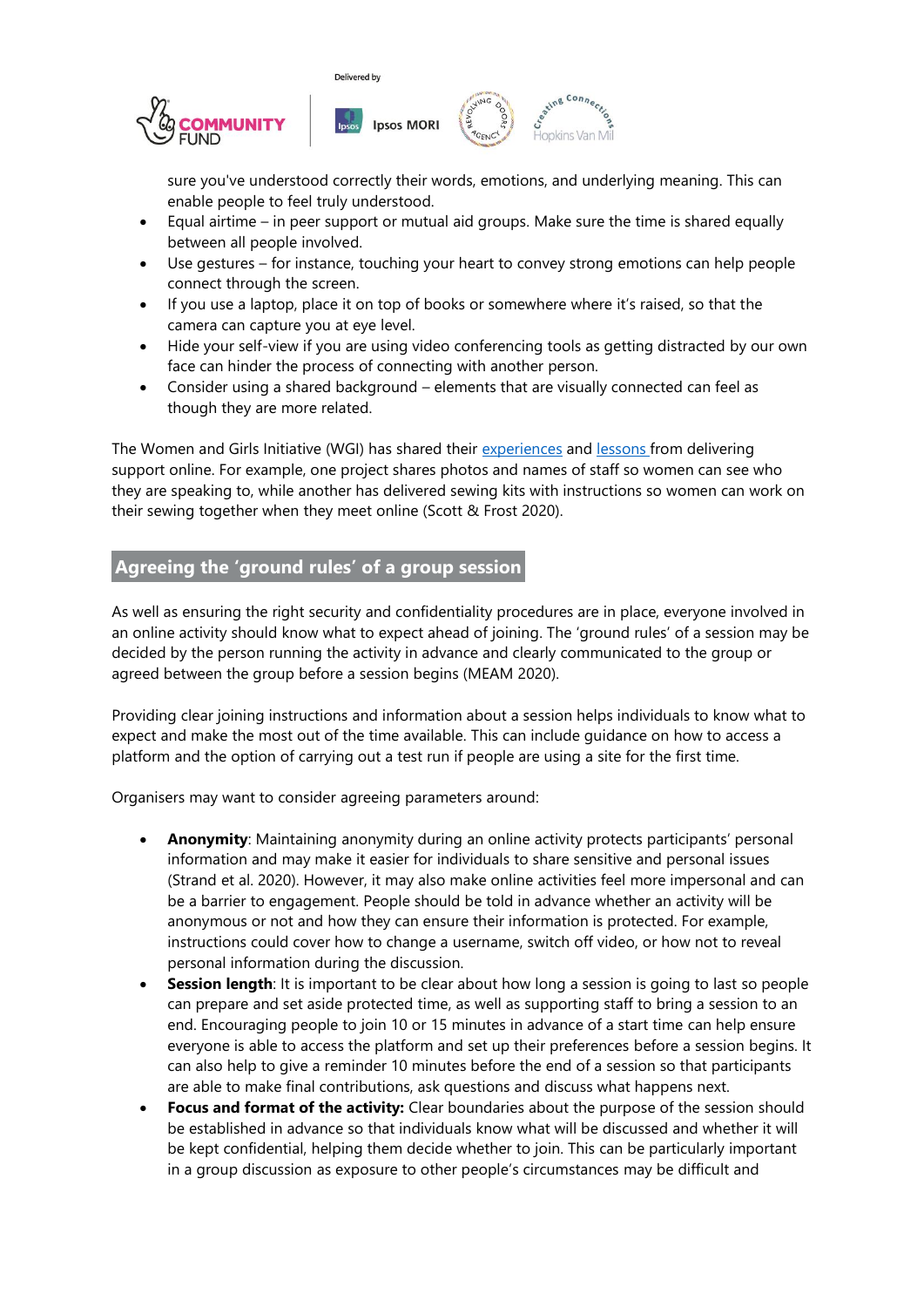sure you've understood correctly their words, emotions, and underlying meaning. This can enable people to feel truly understood.

- Equal airtime – in peer support or mutual aid groups. Make sure the time is shared equally between all people involved.
- Use gestures – for instance, touching your heart to convey strong emotions can help people connect through the screen.
- If you use a laptop, place it on top of books or somewhere where it's raised, so that the camera can capture you at eye level.
- Hide your self-view if you are using video conferencing tools as getting distracted by our own face can hinder the process of connecting with another person.
- Consider using a shared background – elements that are visually connected can feel as though they are more related.

The Women and Girls Initiative (WGI) has shared their experiences and lessons from delivering support online. For example, one project shares photos and names of staff so women can see who they are speaking to, while another has delivered sewing kits with instructions so women can work on their sewing together when they meet online (Scott & Frost 2020).

## Agreeing the 'ground rules' of a group session

As well as ensuring the right security and confidentiality procedures are in place, everyone involved in an online activity should know what to expect ahead of joining. The 'ground rules' of a session may be decided by the person running the activity in advance and clearly communicated to the group or agreed between the group before a session begins (MEAM 2020).

Providing clear joining instructions and information about a session helps individuals to know what to expect and make the most out of the time available. This can include guidance on how to access a platform and the option of carrying out a test run if people are using a site for the first time.

Organisers may want to consider agreeing parameters around:

- **Anonymity**: Maintaining anonymity during an online activity protects participants' personal information and may make it easier for individuals to share sensitive and personal issues (Strand et al. 2020). However, it may also make online activities feel more impersonal and can be a barrier to engagement. People should be told in advance whether an activity will be anonymous or not and how they can ensure their information is protected. For example, instructions could cover how to change a username, switch off video, or how not to reveal personal information during the discussion.
- **Session length**: It is important to be clear about how long a session is going to last so people can prepare and set aside protected time, as well as supporting staff to bring a session to an end. Encouraging people to join 10 or 15 minutes in advance of a start time can help ensure everyone is able to access the platform and set up their preferences before a session begins. It can also help to give a reminder 10 minutes before the end of a session so that participants are able to make final contributions, ask questions and discuss what happens next.
- **Focus and format of the activity:** Clear boundaries about the purpose of the session should be established in advance so that individuals know what will be discussed and whether it will be kept confidential, helping them decide whether to join. This can be particularly important in a group discussion as exposure to other people's circumstances may be difficult and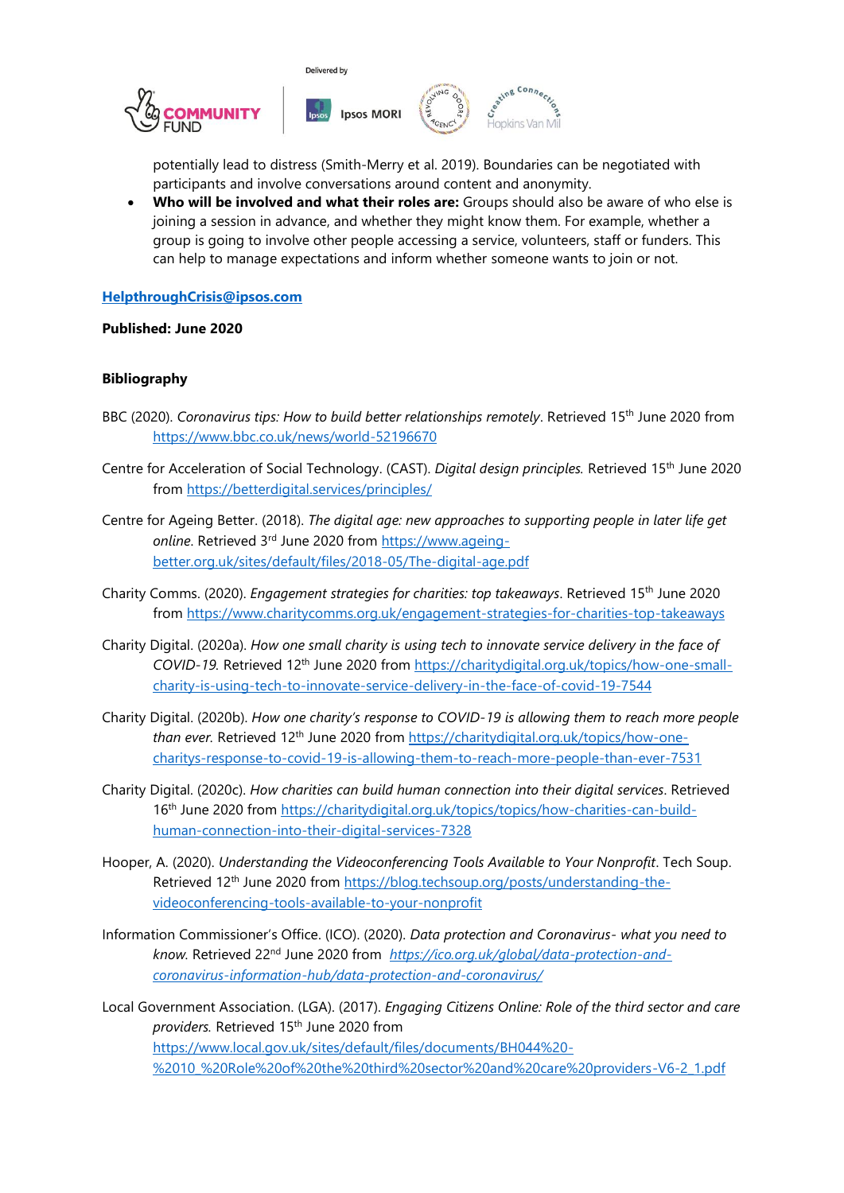potentially lead to distress (Smith-Merry et al. 2019). Boundaries can be negotiated with participants and involve conversations around content and anonymity.

- **Who will be involved and what their roles are:** Groups should also be aware of who else is joining a session in advance, and whether they might know them. For example, whether a group is going to involve other people accessing a service, volunteers, staff or funders. This can help to manage expectations and inform whether someone wants to join or not.

**HelpthroughCrisis@ipsos.com**

**Published: June 2020**

**Bibliography**

BBC (2020). *Coronavirus tips: How to build better relationships remotely*. Retrieved 15th June 2020 from https://www.bbc.co.uk/news/world-52196670

Centre for Acceleration of Social Technology. (CAST). *Digital design principles.* Retrieved 15th June 2020 from https://betterdigital.services/principles/

Centre for Ageing Better. (2018). *The digital age: new approaches to supporting people in later life get online*. Retrieved 3rd June 2020 from https://www.ageing-better.org.uk/sites/default/files/2018-05/The-digital-age.pdf

Charity Comms. (2020). *Engagement strategies for charities: top takeaways*. Retrieved 15th June 2020 from https://www.charitycomms.org.uk/engagement-strategies-for-charities-top-takeaways

Charity Digital. (2020a). *How one small charity is using tech to innovate service delivery in the face of COVID-19.* Retrieved 12th June 2020 from https://charitydigital.org.uk/topics/how-one-small-charity-is-using-tech-to-innovate-service-delivery-in-the-face-of-covid-19-7544

Charity Digital. (2020b). *How one charity's response to COVID-19 is allowing them to reach more people than ever.* Retrieved 12th June 2020 from https://charitydigital.org.uk/topics/how-one-charitys-response-to-covid-19-is-allowing-them-to-reach-more-people-than-ever-7531

Charity Digital. (2020c). *How charities can build human connection into their digital services*. Retrieved 16th June 2020 from https://charitydigital.org.uk/topics/topics/how-charities-can-build-human-connection-into-their-digital-services-7328

Hooper, A. (2020). *Understanding the Videoconferencing Tools Available to Your Nonprofit*. Tech Soup. Retrieved 12th June 2020 from https://blog.techsoup.org/posts/understanding-the-videoconferencing-tools-available-to-your-nonprofit

Information Commissioner's Office. (ICO). (2020). *Data protection and Coronavirus- what you need to know.* Retrieved 22nd June 2020 from *https://ico.org.uk/global/data-protection-and-coronavirus-information-hub/data-protection-and-coronavirus/*

Local Government Association. (LGA). (2017). *Engaging Citizens Online: Role of the third sector and care providers.* Retrieved 15th June 2020 from https://www.local.gov.uk/sites/default/files/documents/BH044%20-%2010_%20Role%20of%20the%20third%20sector%20and%20care%20providers-V6-2_1.pdf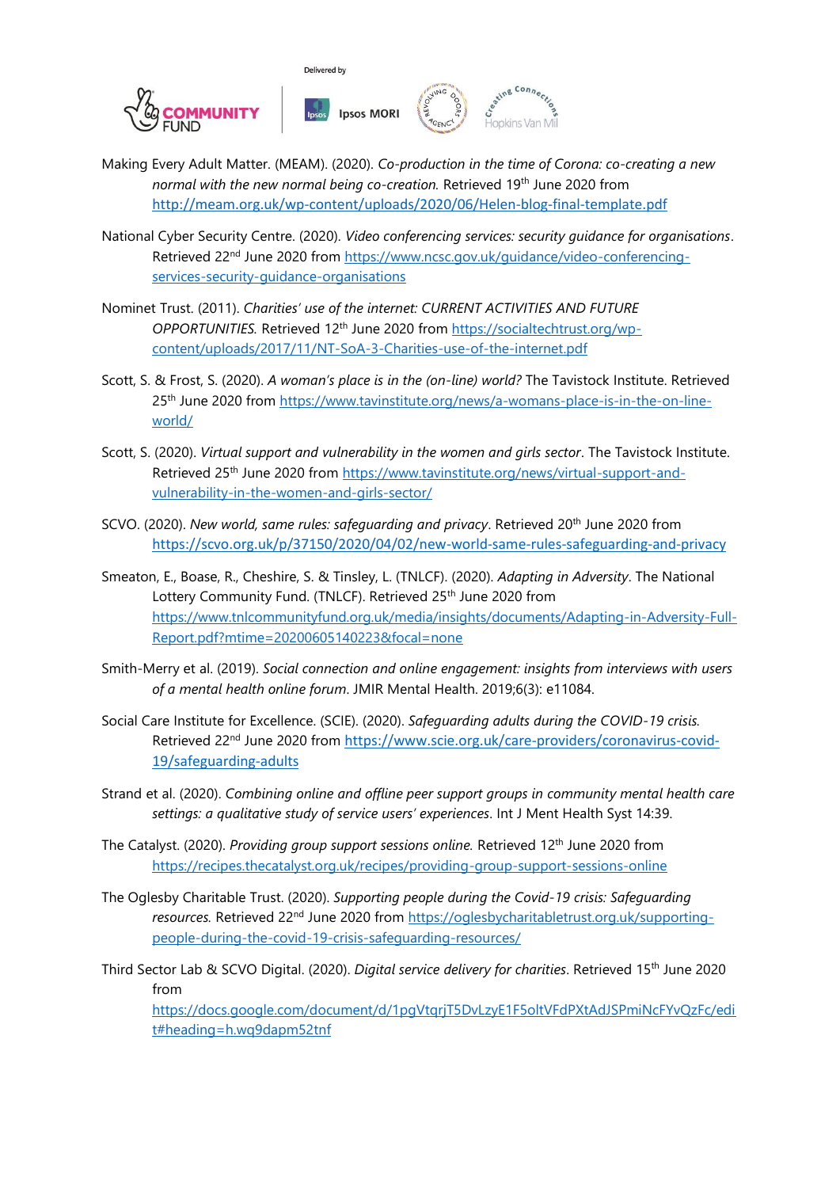Making Every Adult Matter. (MEAM). (2020). *Co-production in the time of Corona: co-creating a new normal with the new normal being co-creation.* Retrieved 19th June 2020 from http://meam.org.uk/wp-content/uploads/2020/06/Helen-blog-final-template.pdf

National Cyber Security Centre. (2020). *Video conferencing services: security guidance for organisations*. Retrieved 22nd June 2020 from https://www.ncsc.gov.uk/guidance/video-conferencing-services-security-guidance-organisations

Nominet Trust. (2011). *Charities' use of the internet: CURRENT ACTIVITIES AND FUTURE OPPORTUNITIES.* Retrieved 12th June 2020 from https://socialtechtrust.org/wp-content/uploads/2017/11/NT-SoA-3-Charities-use-of-the-internet.pdf

Scott, S. & Frost, S. (2020). *A woman's place is in the (on-line) world?* The Tavistock Institute. Retrieved 25th June 2020 from https://www.tavinstitute.org/news/a-womans-place-is-in-the-on-line-world/

Scott, S. (2020). *Virtual support and vulnerability in the women and girls sector*. The Tavistock Institute. Retrieved 25th June 2020 from https://www.tavinstitute.org/news/virtual-support-and-vulnerability-in-the-women-and-girls-sector/

SCVO. (2020). *New world, same rules: safeguarding and privacy*. Retrieved 20th June 2020 from https://scvo.org.uk/p/37150/2020/04/02/new-world-same-rules-safeguarding-and-privacy

Smeaton, E., Boase, R., Cheshire, S. & Tinsley, L. (TNLCF). (2020). *Adapting in Adversity*. The National Lottery Community Fund. (TNLCF). Retrieved 25th June 2020 from https://www.tnlcommunityfund.org.uk/media/insights/documents/Adapting-in-Adversity-Full-Report.pdf?mtime=20200605140223&focal=none

Smith-Merry et al. (2019). *Social connection and online engagement: insights from interviews with users of a mental health online forum*. JMIR Mental Health. 2019;6(3): e11084.

Social Care Institute for Excellence. (SCIE). (2020). *Safeguarding adults during the COVID-19 crisis.* Retrieved 22nd June 2020 from https://www.scie.org.uk/care-providers/coronavirus-covid-19/safeguarding-adults

Strand et al. (2020). *Combining online and offline peer support groups in community mental health care settings: a qualitative study of service users' experiences*. Int J Ment Health Syst 14:39.

The Catalyst. (2020). *Providing group support sessions online.* Retrieved 12th June 2020 from https://recipes.thecatalyst.org.uk/recipes/providing-group-support-sessions-online

The Oglesby Charitable Trust. (2020). *Supporting people during the Covid-19 crisis: Safeguarding resources.* Retrieved 22nd June 2020 from https://oglesbycharitabletrust.org.uk/supporting-people-during-the-covid-19-crisis-safeguarding-resources/

Third Sector Lab & SCVO Digital. (2020). *Digital service delivery for charities*. Retrieved 15th June 2020 from https://docs.google.com/document/d/1pgVtqrjT5DvLzyE1F5oltVFdPXtAdJSPmiNcFYvQzFc/edit#heading=h.wq9dapm52tnf